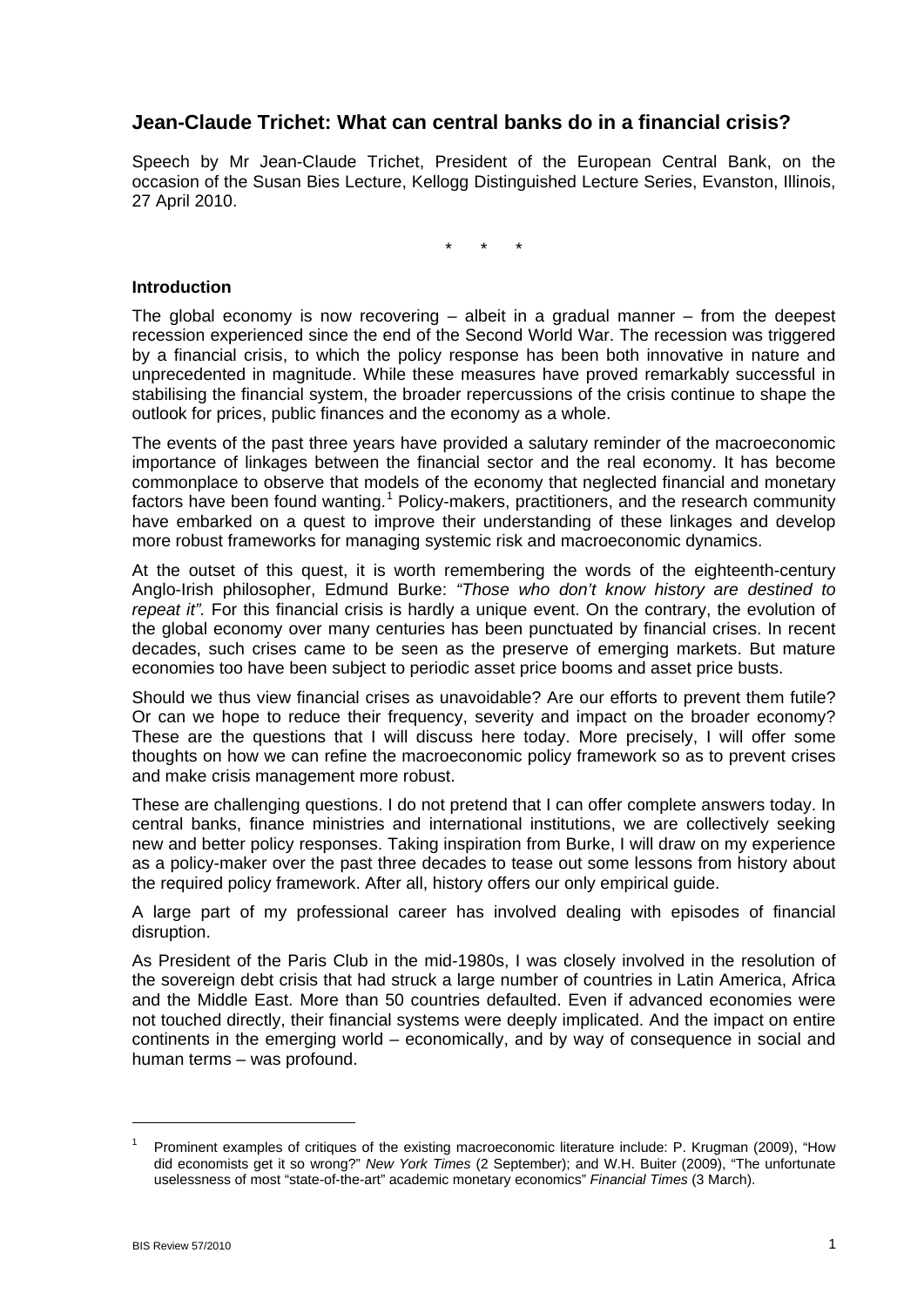# Jean-Claude Trichet: What can central banks do in a financial crisis?

Speech by Mr Jean-Claude Trichet, President of the European Central Bank, on the occasion of the Susan Bies Lecture, Kellogg Distinguished Lecture Series, Evanston, Illinois, 27 April 2010.

\* \* \*

### Introduction

The global economy is now recovering – albeit in a gradual manner – from the deepest recession experienced since the end of the Second World War. The recession was triggered by a financial crisis, to which the policy response has been both innovative in nature and unprecedented in magnitude. While these measures have proved remarkably successful in stabilising the financial system, the broader repercussions of the crisis continue to shape the outlook for prices, public finances and the economy as a whole.

The events of the past three years have provided a salutary reminder of the macroeconomic importance of linkages between the financial sector and the real economy. It has become commonplace to observe that models of the economy that neglected financial and monetary factors have been found wanting.[1] Policy-makers, practitioners, and the research community have embarked on a quest to improve their understanding of these linkages and develop more robust frameworks for managing systemic risk and macroeconomic dynamics.

At the outset of this quest, it is worth remembering the words of the eighteenth-century Anglo-Irish philosopher, Edmund Burke: *"Those who don't know history are destined to repeat it".* For this financial crisis is hardly a unique event. On the contrary, the evolution of the global economy over many centuries has been punctuated by financial crises. In recent decades, such crises came to be seen as the preserve of emerging markets. But mature economies too have been subject to periodic asset price booms and asset price busts.

Should we thus view financial crises as unavoidable? Are our efforts to prevent them futile? Or can we hope to reduce their frequency, severity and impact on the broader economy? These are the questions that I will discuss here today. More precisely, I will offer some thoughts on how we can refine the macroeconomic policy framework so as to prevent crises and make crisis management more robust.

These are challenging questions. I do not pretend that I can offer complete answers today. In central banks, finance ministries and international institutions, we are collectively seeking new and better policy responses. Taking inspiration from Burke, I will draw on my experience as a policy-maker over the past three decades to tease out some lessons from history about the required policy framework. After all, history offers our only empirical guide.

A large part of my professional career has involved dealing with episodes of financial disruption.

As President of the Paris Club in the mid-1980s, I was closely involved in the resolution of the sovereign debt crisis that had struck a large number of countries in Latin America, Africa and the Middle East. More than 50 countries defaulted. Even if advanced economies were not touched directly, their financial systems were deeply implicated. And the impact on entire continents in the emerging world – economically, and by way of consequence in social and human terms – was profound.

---

[1] Prominent examples of critiques of the existing macroeconomic literature include: P. Krugman (2009), "How did economists get it so wrong?" *New York Times* (2 September); and W.H. Buiter (2009), "The unfortunate uselessness of most "state-of-the-art" academic monetary economics" *Financial Times* (3 March).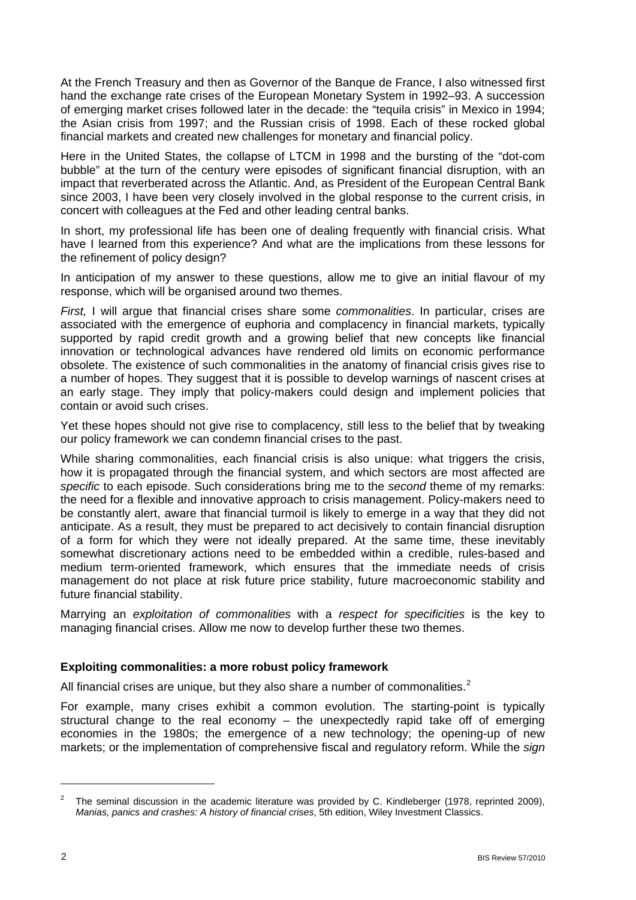At the French Treasury and then as Governor of the Banque de France, I also witnessed first hand the exchange rate crises of the European Monetary System in 1992–93. A succession of emerging market crises followed later in the decade: the "tequila crisis" in Mexico in 1994; the Asian crisis from 1997; and the Russian crisis of 1998. Each of these rocked global financial markets and created new challenges for monetary and financial policy.

Here in the United States, the collapse of LTCM in 1998 and the bursting of the "dot-com bubble" at the turn of the century were episodes of significant financial disruption, with an impact that reverberated across the Atlantic. And, as President of the European Central Bank since 2003, I have been very closely involved in the global response to the current crisis, in concert with colleagues at the Fed and other leading central banks.

In short, my professional life has been one of dealing frequently with financial crisis. What have I learned from this experience? And what are the implications from these lessons for the refinement of policy design?

In anticipation of my answer to these questions, allow me to give an initial flavour of my response, which will be organised around two themes.

*First,* I will argue that financial crises share some *commonalities*. In particular, crises are associated with the emergence of euphoria and complacency in financial markets, typically supported by rapid credit growth and a growing belief that new concepts like financial innovation or technological advances have rendered old limits on economic performance obsolete. The existence of such commonalities in the anatomy of financial crisis gives rise to a number of hopes. They suggest that it is possible to develop warnings of nascent crises at an early stage. They imply that policy-makers could design and implement policies that contain or avoid such crises.

Yet these hopes should not give rise to complacency, still less to the belief that by tweaking our policy framework we can condemn financial crises to the past.

While sharing commonalities, each financial crisis is also unique: what triggers the crisis, how it is propagated through the financial system, and which sectors are most affected are *specific* to each episode. Such considerations bring me to the *second* theme of my remarks: the need for a flexible and innovative approach to crisis management. Policy-makers need to be constantly alert, aware that financial turmoil is likely to emerge in a way that they did not anticipate. As a result, they must be prepared to act decisively to contain financial disruption of a form for which they were not ideally prepared. At the same time, these inevitably somewhat discretionary actions need to be embedded within a credible, rules-based and medium term-oriented framework, which ensures that the immediate needs of crisis management do not place at risk future price stability, future macroeconomic stability and future financial stability.

Marrying an *exploitation of commonalities* with a *respect for specificities* is the key to managing financial crises. Allow me now to develop further these two themes.

## Exploiting commonalities: a more robust policy framework

All financial crises are unique, but they also share a number of commonalities.[2]

For example, many crises exhibit a common evolution. The starting-point is typically structural change to the real economy – the unexpectedly rapid take off of emerging economies in the 1980s; the emergence of a new technology; the opening-up of new markets; or the implementation of comprehensive fiscal and regulatory reform. While the *sign*

[2] The seminal discussion in the academic literature was provided by C. Kindleberger (1978, reprinted 2009), *Manias, panics and crashes: A history of financial crises*, 5th edition, Wiley Investment Classics.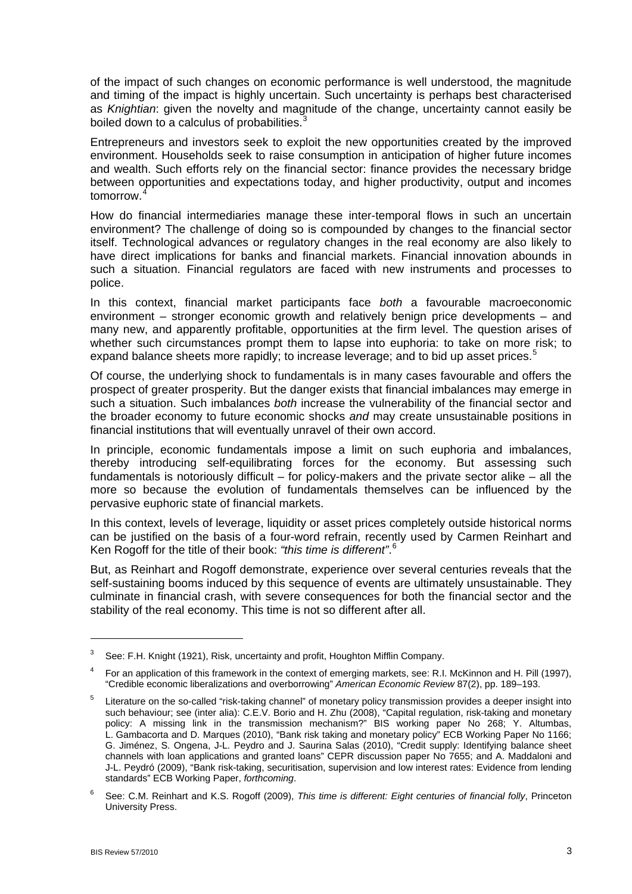of the impact of such changes on economic performance is well understood, the magnitude and timing of the impact is highly uncertain. Such uncertainty is perhaps best characterised as *Knightian*: given the novelty and magnitude of the change, uncertainty cannot easily be boiled down to a calculus of probabilities.[3]

Entrepreneurs and investors seek to exploit the new opportunities created by the improved environment. Households seek to raise consumption in anticipation of higher future incomes and wealth. Such efforts rely on the financial sector: finance provides the necessary bridge between opportunities and expectations today, and higher productivity, output and incomes tomorrow.[4]

How do financial intermediaries manage these inter-temporal flows in such an uncertain environment? The challenge of doing so is compounded by changes to the financial sector itself. Technological advances or regulatory changes in the real economy are also likely to have direct implications for banks and financial markets. Financial innovation abounds in such a situation. Financial regulators are faced with new instruments and processes to police.

In this context, financial market participants face *both* a favourable macroeconomic environment – stronger economic growth and relatively benign price developments – and many new, and apparently profitable, opportunities at the firm level. The question arises of whether such circumstances prompt them to lapse into euphoria: to take on more risk; to expand balance sheets more rapidly; to increase leverage; and to bid up asset prices.[5]

Of course, the underlying shock to fundamentals is in many cases favourable and offers the prospect of greater prosperity. But the danger exists that financial imbalances may emerge in such a situation. Such imbalances *both* increase the vulnerability of the financial sector and the broader economy to future economic shocks *and* may create unsustainable positions in financial institutions that will eventually unravel of their own accord.

In principle, economic fundamentals impose a limit on such euphoria and imbalances, thereby introducing self-equilibrating forces for the economy. But assessing such fundamentals is notoriously difficult – for policy-makers and the private sector alike – all the more so because the evolution of fundamentals themselves can be influenced by the pervasive euphoric state of financial markets.

In this context, levels of leverage, liquidity or asset prices completely outside historical norms can be justified on the basis of a four-word refrain, recently used by Carmen Reinhart and Ken Rogoff for the title of their book: *"this time is different"*.[6]

But, as Reinhart and Rogoff demonstrate, experience over several centuries reveals that the self-sustaining booms induced by this sequence of events are ultimately unsustainable. They culminate in financial crash, with severe consequences for both the financial sector and the stability of the real economy. This time is not so different after all.

---

[3] See: F.H. Knight (1921), Risk, uncertainty and profit, Houghton Mifflin Company.

[4] For an application of this framework in the context of emerging markets, see: R.I. McKinnon and H. Pill (1997), "Credible economic liberalizations and overborrowing" *American Economic Review* 87(2), pp. 189–193.

[5] Literature on the so-called "risk-taking channel" of monetary policy transmission provides a deeper insight into such behaviour; see (inter alia): C.E.V. Borio and H. Zhu (2008), "Capital regulation, risk-taking and monetary policy: A missing link in the transmission mechanism?" BIS working paper No 268; Y. Altumbas, L. Gambacorta and D. Marques (2010), "Bank risk taking and monetary policy" ECB Working Paper No 1166; G. Jiménez, S. Ongena, J-L. Peydro and J. Saurina Salas (2010), "Credit supply: Identifying balance sheet channels with loan applications and granted loans" CEPR discussion paper No 7655; and A. Maddaloni and J-L. Peydró (2009), "Bank risk-taking, securitisation, supervision and low interest rates: Evidence from lending standards" ECB Working Paper, *forthcoming*.

[6] See: C.M. Reinhart and K.S. Rogoff (2009), *This time is different: Eight centuries of financial folly*, Princeton University Press.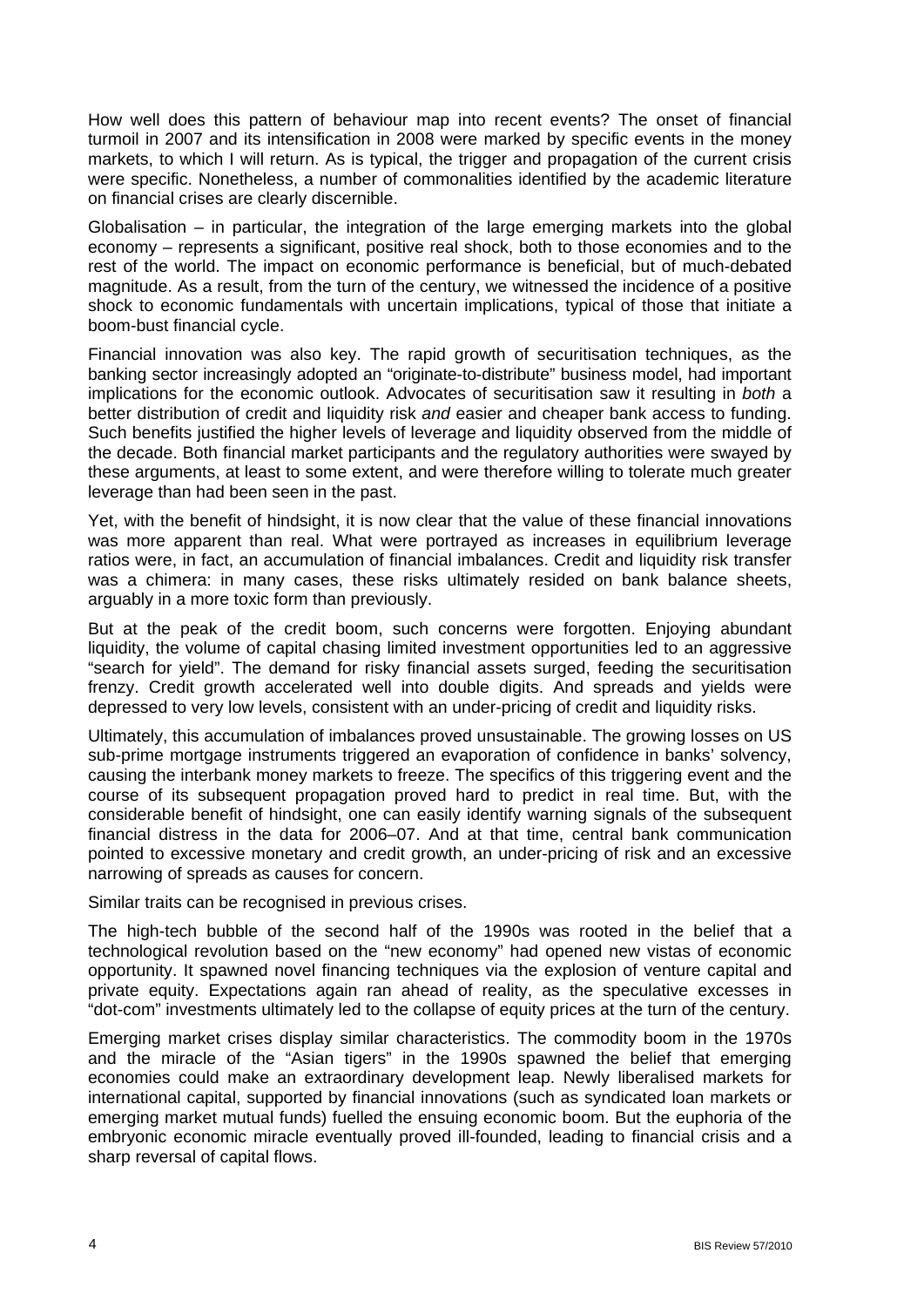How well does this pattern of behaviour map into recent events? The onset of financial turmoil in 2007 and its intensification in 2008 were marked by specific events in the money markets, to which I will return. As is typical, the trigger and propagation of the current crisis were specific. Nonetheless, a number of commonalities identified by the academic literature on financial crises are clearly discernible.

Globalisation – in particular, the integration of the large emerging markets into the global economy – represents a significant, positive real shock, both to those economies and to the rest of the world. The impact on economic performance is beneficial, but of much-debated magnitude. As a result, from the turn of the century, we witnessed the incidence of a positive shock to economic fundamentals with uncertain implications, typical of those that initiate a boom-bust financial cycle.

Financial innovation was also key. The rapid growth of securitisation techniques, as the banking sector increasingly adopted an "originate-to-distribute" business model, had important implications for the economic outlook. Advocates of securitisation saw it resulting in *both* a better distribution of credit and liquidity risk *and* easier and cheaper bank access to funding. Such benefits justified the higher levels of leverage and liquidity observed from the middle of the decade. Both financial market participants and the regulatory authorities were swayed by these arguments, at least to some extent, and were therefore willing to tolerate much greater leverage than had been seen in the past.

Yet, with the benefit of hindsight, it is now clear that the value of these financial innovations was more apparent than real. What were portrayed as increases in equilibrium leverage ratios were, in fact, an accumulation of financial imbalances. Credit and liquidity risk transfer was a chimera: in many cases, these risks ultimately resided on bank balance sheets, arguably in a more toxic form than previously.

But at the peak of the credit boom, such concerns were forgotten. Enjoying abundant liquidity, the volume of capital chasing limited investment opportunities led to an aggressive "search for yield". The demand for risky financial assets surged, feeding the securitisation frenzy. Credit growth accelerated well into double digits. And spreads and yields were depressed to very low levels, consistent with an under-pricing of credit and liquidity risks.

Ultimately, this accumulation of imbalances proved unsustainable. The growing losses on US sub-prime mortgage instruments triggered an evaporation of confidence in banks' solvency, causing the interbank money markets to freeze. The specifics of this triggering event and the course of its subsequent propagation proved hard to predict in real time. But, with the considerable benefit of hindsight, one can easily identify warning signals of the subsequent financial distress in the data for 2006–07. And at that time, central bank communication pointed to excessive monetary and credit growth, an under-pricing of risk and an excessive narrowing of spreads as causes for concern.

Similar traits can be recognised in previous crises.

The high-tech bubble of the second half of the 1990s was rooted in the belief that a technological revolution based on the "new economy" had opened new vistas of economic opportunity. It spawned novel financing techniques via the explosion of venture capital and private equity. Expectations again ran ahead of reality, as the speculative excesses in "dot-com" investments ultimately led to the collapse of equity prices at the turn of the century.

Emerging market crises display similar characteristics. The commodity boom in the 1970s and the miracle of the "Asian tigers" in the 1990s spawned the belief that emerging economies could make an extraordinary development leap. Newly liberalised markets for international capital, supported by financial innovations (such as syndicated loan markets or emerging market mutual funds) fuelled the ensuing economic boom. But the euphoria of the embryonic economic miracle eventually proved ill-founded, leading to financial crisis and a sharp reversal of capital flows.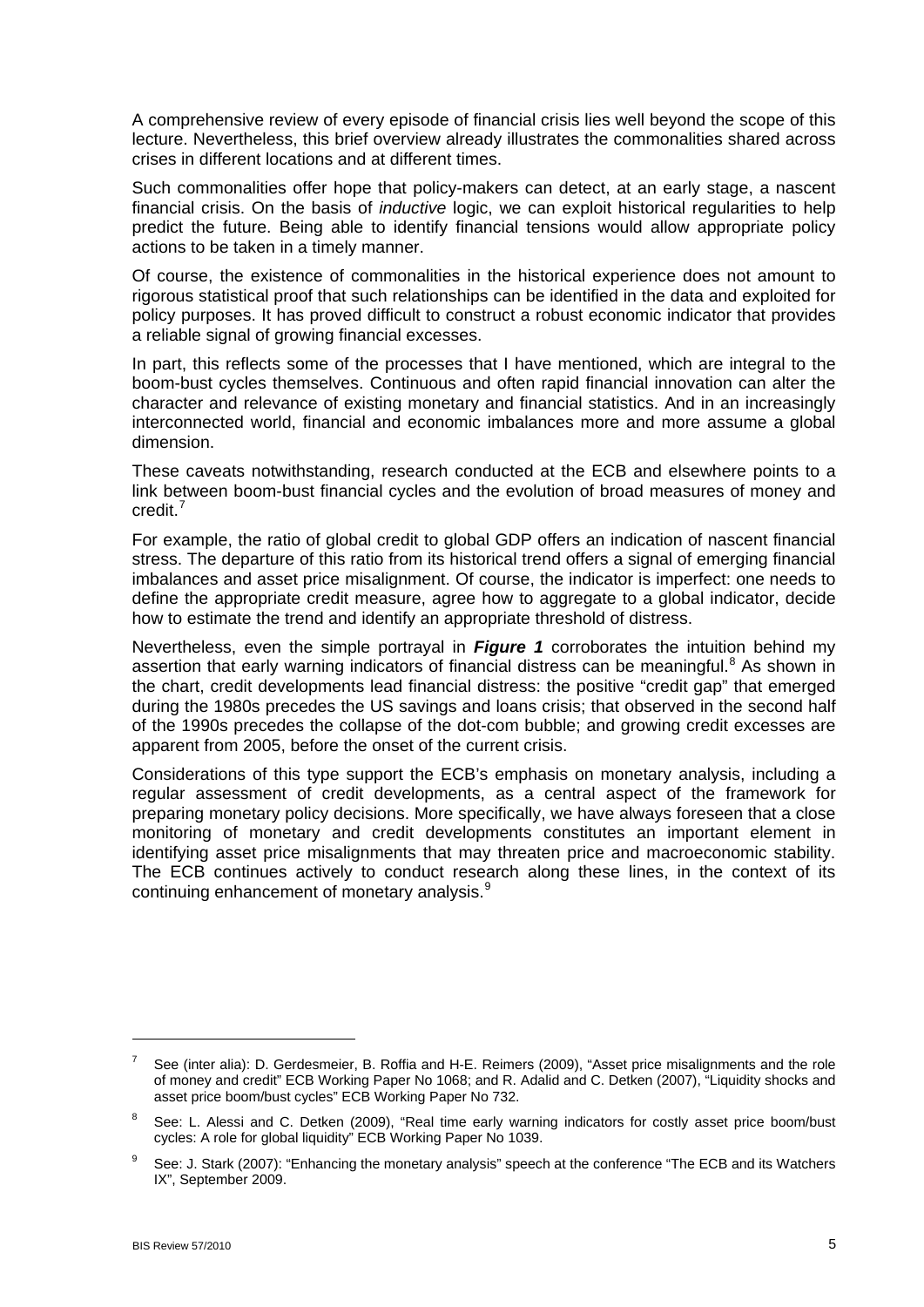A comprehensive review of every episode of financial crisis lies well beyond the scope of this lecture. Nevertheless, this brief overview already illustrates the commonalities shared across crises in different locations and at different times.

Such commonalities offer hope that policy-makers can detect, at an early stage, a nascent financial crisis. On the basis of *inductive* logic, we can exploit historical regularities to help predict the future. Being able to identify financial tensions would allow appropriate policy actions to be taken in a timely manner.

Of course, the existence of commonalities in the historical experience does not amount to rigorous statistical proof that such relationships can be identified in the data and exploited for policy purposes. It has proved difficult to construct a robust economic indicator that provides a reliable signal of growing financial excesses.

In part, this reflects some of the processes that I have mentioned, which are integral to the boom-bust cycles themselves. Continuous and often rapid financial innovation can alter the character and relevance of existing monetary and financial statistics. And in an increasingly interconnected world, financial and economic imbalances more and more assume a global dimension.

These caveats notwithstanding, research conducted at the ECB and elsewhere points to a link between boom-bust financial cycles and the evolution of broad measures of money and credit.[7]

For example, the ratio of global credit to global GDP offers an indication of nascent financial stress. The departure of this ratio from its historical trend offers a signal of emerging financial imbalances and asset price misalignment. Of course, the indicator is imperfect: one needs to define the appropriate credit measure, agree how to aggregate to a global indicator, decide how to estimate the trend and identify an appropriate threshold of distress.

Nevertheless, even the simple portrayal in ***Figure 1*** corroborates the intuition behind my assertion that early warning indicators of financial distress can be meaningful.[8] As shown in the chart, credit developments lead financial distress: the positive "credit gap" that emerged during the 1980s precedes the US savings and loans crisis; that observed in the second half of the 1990s precedes the collapse of the dot-com bubble; and growing credit excesses are apparent from 2005, before the onset of the current crisis.

Considerations of this type support the ECB's emphasis on monetary analysis, including a regular assessment of credit developments, as a central aspect of the framework for preparing monetary policy decisions. More specifically, we have always foreseen that a close monitoring of monetary and credit developments constitutes an important element in identifying asset price misalignments that may threaten price and macroeconomic stability. The ECB continues actively to conduct research along these lines, in the context of its continuing enhancement of monetary analysis.[9]

---

[7] See (inter alia): D. Gerdesmeier, B. Roffia and H-E. Reimers (2009), "Asset price misalignments and the role of money and credit" ECB Working Paper No 1068; and R. Adalid and C. Detken (2007), "Liquidity shocks and asset price boom/bust cycles" ECB Working Paper No 732.

[8] See: L. Alessi and C. Detken (2009), "Real time early warning indicators for costly asset price boom/bust cycles: A role for global liquidity" ECB Working Paper No 1039.

[9] See: J. Stark (2007): "Enhancing the monetary analysis" speech at the conference "The ECB and its Watchers IX", September 2009.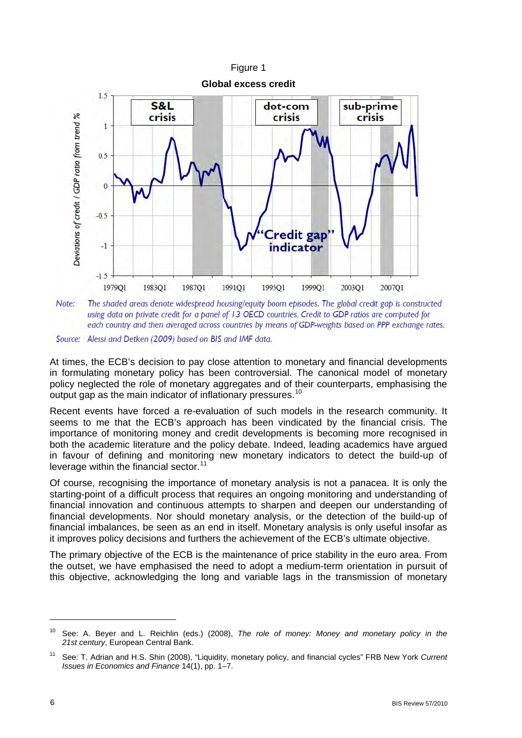Figure 1

**Global excess credit**

Note: *The shaded areas denote widespread housing/equity boom episodes. The global credit gap is constructed using data on private credit for a panel of 13 OECD countries. Credit to GDP ratios are computed for each country and then averaged across countries by means of GDP-weights based on PPP exchange rates.*

Source: *Alessi and Detken (2009) based on BIS and IMF data.*

At times, the ECB's decision to pay close attention to monetary and financial developments in formulating monetary policy has been controversial. The canonical model of monetary policy neglected the role of monetary aggregates and of their counterparts, emphasising the output gap as the main indicator of inflationary pressures.[10]

Recent events have forced a re-evaluation of such models in the research community. It seems to me that the ECB's approach has been vindicated by the financial crisis. The importance of monitoring money and credit developments is becoming more recognised in both the academic literature and the policy debate. Indeed, leading academics have argued in favour of defining and monitoring new monetary indicators to detect the build-up of leverage within the financial sector.[11]

Of course, recognising the importance of monetary analysis is not a panacea. It is only the starting-point of a difficult process that requires an ongoing monitoring and understanding of financial innovation and continuous attempts to sharpen and deepen our understanding of financial developments. Nor should monetary analysis, or the detection of the build-up of financial imbalances, be seen as an end in itself. Monetary analysis is only useful insofar as it improves policy decisions and furthers the achievement of the ECB's ultimate objective.

The primary objective of the ECB is the maintenance of price stability in the euro area. From the outset, we have emphasised the need to adopt a medium-term orientation in pursuit of this objective, acknowledging the long and variable lags in the transmission of monetary

---

[10] See: A. Beyer and L. Reichlin (eds.) (2008), *The role of money: Money and monetary policy in the 21st century*, European Central Bank.

[11] See: T. Adrian and H.S. Shin (2008), "Liquidity, monetary policy, and financial cycles" FRB New York *Current Issues in Economics and Finance* 14(1), pp. 1–7.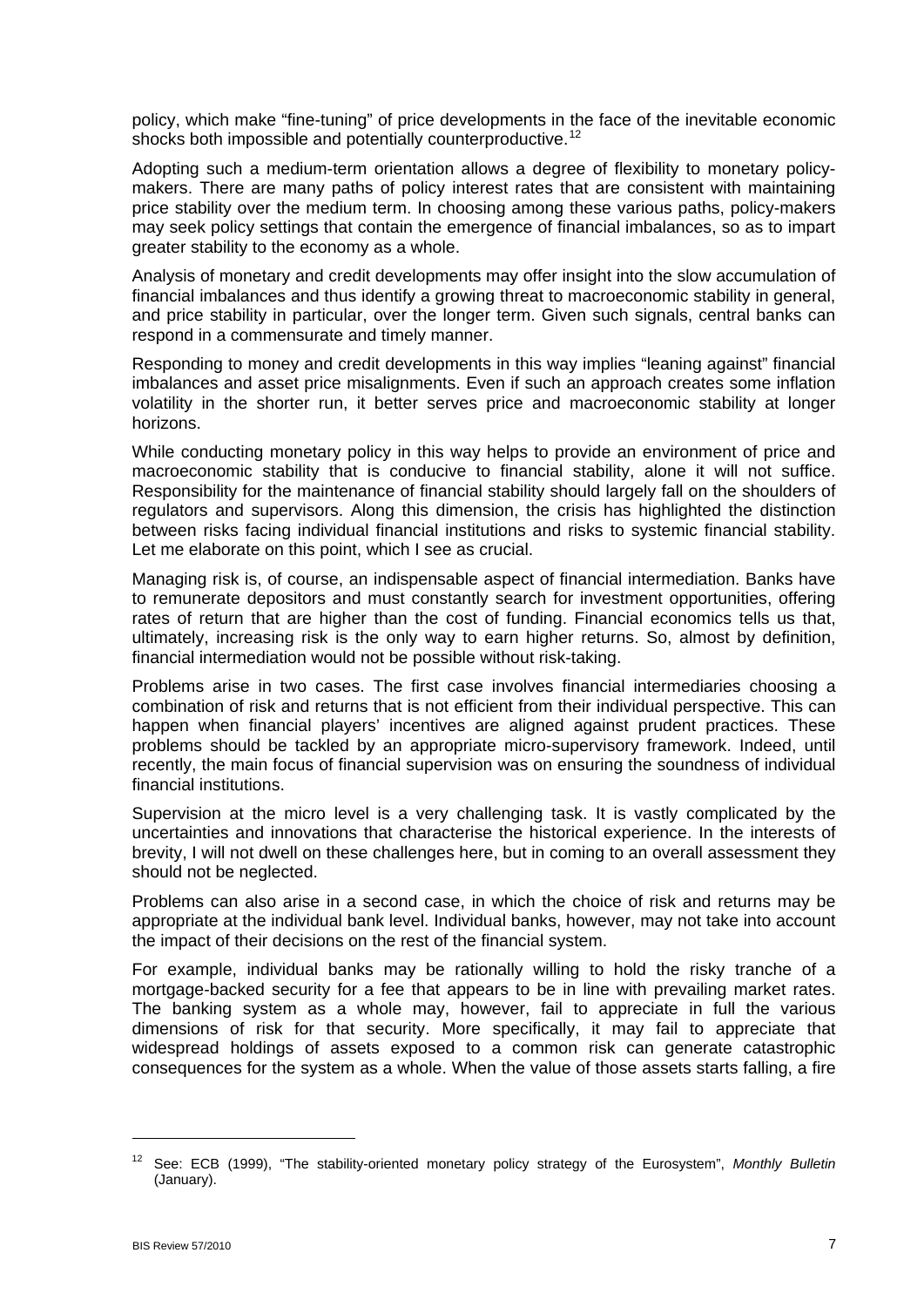policy, which make "fine-tuning" of price developments in the face of the inevitable economic shocks both impossible and potentially counterproductive.[12]

Adopting such a medium-term orientation allows a degree of flexibility to monetary policy-makers. There are many paths of policy interest rates that are consistent with maintaining price stability over the medium term. In choosing among these various paths, policy-makers may seek policy settings that contain the emergence of financial imbalances, so as to impart greater stability to the economy as a whole.

Analysis of monetary and credit developments may offer insight into the slow accumulation of financial imbalances and thus identify a growing threat to macroeconomic stability in general, and price stability in particular, over the longer term. Given such signals, central banks can respond in a commensurate and timely manner.

Responding to money and credit developments in this way implies "leaning against" financial imbalances and asset price misalignments. Even if such an approach creates some inflation volatility in the shorter run, it better serves price and macroeconomic stability at longer horizons.

While conducting monetary policy in this way helps to provide an environment of price and macroeconomic stability that is conducive to financial stability, alone it will not suffice. Responsibility for the maintenance of financial stability should largely fall on the shoulders of regulators and supervisors. Along this dimension, the crisis has highlighted the distinction between risks facing individual financial institutions and risks to systemic financial stability. Let me elaborate on this point, which I see as crucial.

Managing risk is, of course, an indispensable aspect of financial intermediation. Banks have to remunerate depositors and must constantly search for investment opportunities, offering rates of return that are higher than the cost of funding. Financial economics tells us that, ultimately, increasing risk is the only way to earn higher returns. So, almost by definition, financial intermediation would not be possible without risk-taking.

Problems arise in two cases. The first case involves financial intermediaries choosing a combination of risk and returns that is not efficient from their individual perspective. This can happen when financial players' incentives are aligned against prudent practices. These problems should be tackled by an appropriate micro-supervisory framework. Indeed, until recently, the main focus of financial supervision was on ensuring the soundness of individual financial institutions.

Supervision at the micro level is a very challenging task. It is vastly complicated by the uncertainties and innovations that characterise the historical experience. In the interests of brevity, I will not dwell on these challenges here, but in coming to an overall assessment they should not be neglected.

Problems can also arise in a second case, in which the choice of risk and returns may be appropriate at the individual bank level. Individual banks, however, may not take into account the impact of their decisions on the rest of the financial system.

For example, individual banks may be rationally willing to hold the risky tranche of a mortgage-backed security for a fee that appears to be in line with prevailing market rates. The banking system as a whole may, however, fail to appreciate in full the various dimensions of risk for that security. More specifically, it may fail to appreciate that widespread holdings of assets exposed to a common risk can generate catastrophic consequences for the system as a whole. When the value of those assets starts falling, a fire

---

[12] See: ECB (1999), "The stability-oriented monetary policy strategy of the Eurosystem", *Monthly Bulletin* (January).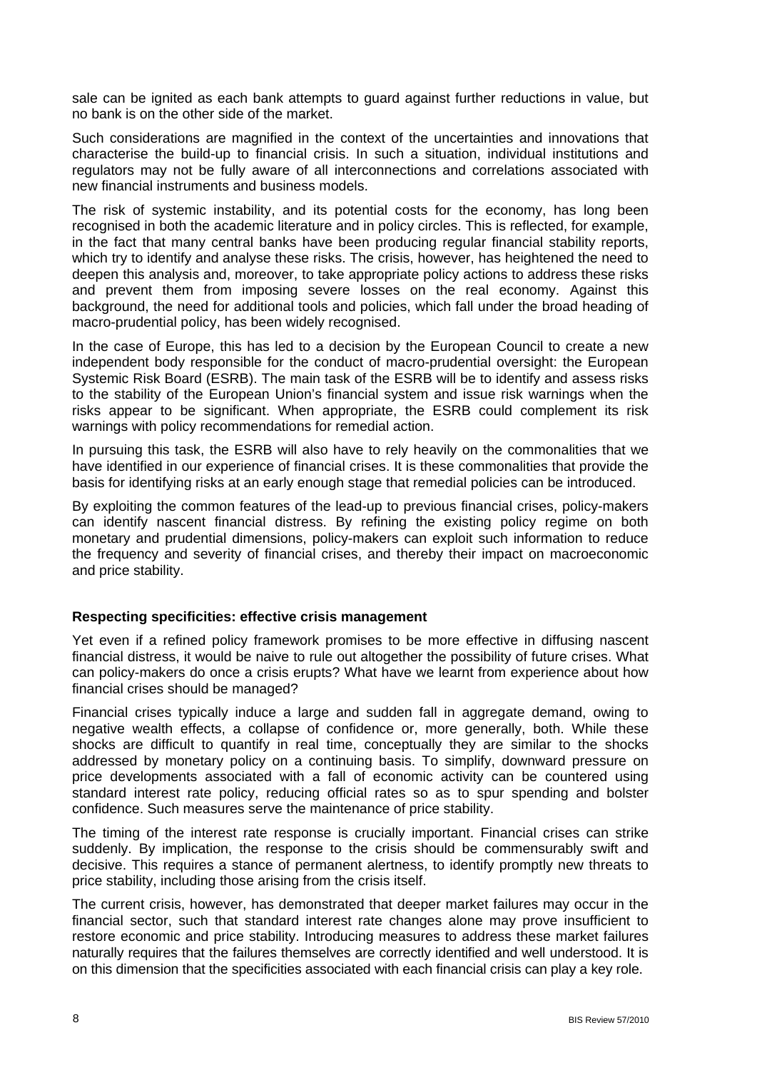sale can be ignited as each bank attempts to guard against further reductions in value, but no bank is on the other side of the market.

Such considerations are magnified in the context of the uncertainties and innovations that characterise the build-up to financial crisis. In such a situation, individual institutions and regulators may not be fully aware of all interconnections and correlations associated with new financial instruments and business models.

The risk of systemic instability, and its potential costs for the economy, has long been recognised in both the academic literature and in policy circles. This is reflected, for example, in the fact that many central banks have been producing regular financial stability reports, which try to identify and analyse these risks. The crisis, however, has heightened the need to deepen this analysis and, moreover, to take appropriate policy actions to address these risks and prevent them from imposing severe losses on the real economy. Against this background, the need for additional tools and policies, which fall under the broad heading of macro-prudential policy, has been widely recognised.

In the case of Europe, this has led to a decision by the European Council to create a new independent body responsible for the conduct of macro-prudential oversight: the European Systemic Risk Board (ESRB). The main task of the ESRB will be to identify and assess risks to the stability of the European Union's financial system and issue risk warnings when the risks appear to be significant. When appropriate, the ESRB could complement its risk warnings with policy recommendations for remedial action.

In pursuing this task, the ESRB will also have to rely heavily on the commonalities that we have identified in our experience of financial crises. It is these commonalities that provide the basis for identifying risks at an early enough stage that remedial policies can be introduced.

By exploiting the common features of the lead-up to previous financial crises, policy-makers can identify nascent financial distress. By refining the existing policy regime on both monetary and prudential dimensions, policy-makers can exploit such information to reduce the frequency and severity of financial crises, and thereby their impact on macroeconomic and price stability.

## Respecting specificities: effective crisis management

Yet even if a refined policy framework promises to be more effective in diffusing nascent financial distress, it would be naive to rule out altogether the possibility of future crises. What can policy-makers do once a crisis erupts? What have we learnt from experience about how financial crises should be managed?

Financial crises typically induce a large and sudden fall in aggregate demand, owing to negative wealth effects, a collapse of confidence or, more generally, both. While these shocks are difficult to quantify in real time, conceptually they are similar to the shocks addressed by monetary policy on a continuing basis. To simplify, downward pressure on price developments associated with a fall of economic activity can be countered using standard interest rate policy, reducing official rates so as to spur spending and bolster confidence. Such measures serve the maintenance of price stability.

The timing of the interest rate response is crucially important. Financial crises can strike suddenly. By implication, the response to the crisis should be commensurably swift and decisive. This requires a stance of permanent alertness, to identify promptly new threats to price stability, including those arising from the crisis itself.

The current crisis, however, has demonstrated that deeper market failures may occur in the financial sector, such that standard interest rate changes alone may prove insufficient to restore economic and price stability. Introducing measures to address these market failures naturally requires that the failures themselves are correctly identified and well understood. It is on this dimension that the specificities associated with each financial crisis can play a key role.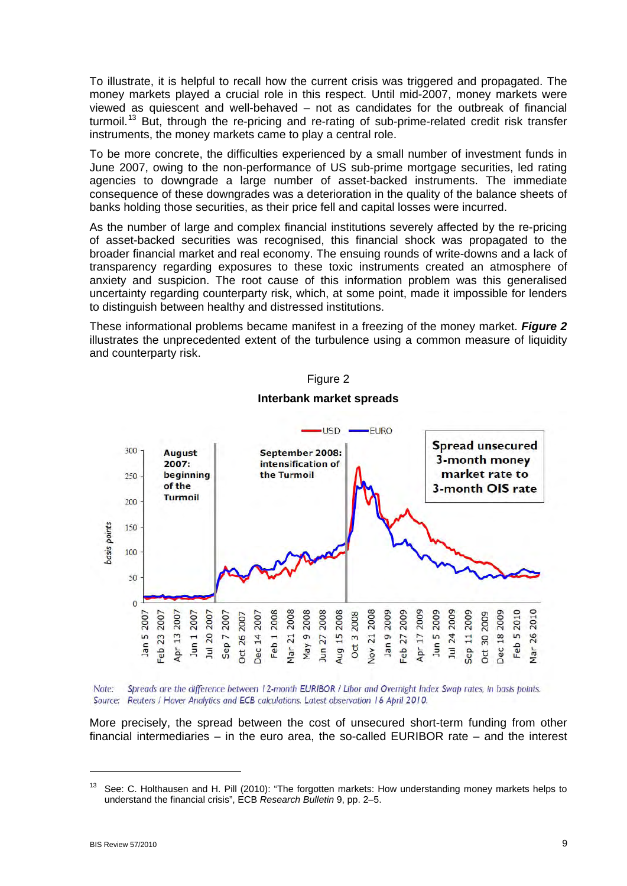To illustrate, it is helpful to recall how the current crisis was triggered and propagated. The money markets played a crucial role in this respect. Until mid-2007, money markets were viewed as quiescent and well-behaved – not as candidates for the outbreak of financial turmoil.[13] But, through the re-pricing and re-rating of sub-prime-related credit risk transfer instruments, the money markets came to play a central role.

To be more concrete, the difficulties experienced by a small number of investment funds in June 2007, owing to the non-performance of US sub-prime mortgage securities, led rating agencies to downgrade a large number of asset-backed instruments. The immediate consequence of these downgrades was a deterioration in the quality of the balance sheets of banks holding those securities, as their price fell and capital losses were incurred.

As the number of large and complex financial institutions severely affected by the re-pricing of asset-backed securities was recognised, this financial shock was propagated to the broader financial market and real economy. The ensuing rounds of write-downs and a lack of transparency regarding exposures to these toxic instruments created an atmosphere of anxiety and suspicion. The root cause of this information problem was this generalised uncertainty regarding counterparty risk, which, at some point, made it impossible for lenders to distinguish between healthy and distressed institutions.

These informational problems became manifest in a freezing of the money market. ***Figure 2*** illustrates the unprecedented extent of the turbulence using a common measure of liquidity and counterparty risk.

Figure 2

**Interbank market spreads**

Note: Spreads are the difference between 12-month EURIBOR / Libor and Overnight Index Swap rates, in basis points.
Source: Reuters / Haver Analytics and ECB calculations. Latest observation 16 April 2010.

More precisely, the spread between the cost of unsecured short-term funding from other financial intermediaries – in the euro area, the so-called EURIBOR rate – and the interest

[13] See: C. Holthausen and H. Pill (2010): "The forgotten markets: How understanding money markets helps to understand the financial crisis", ECB *Research Bulletin* 9, pp. 2–5.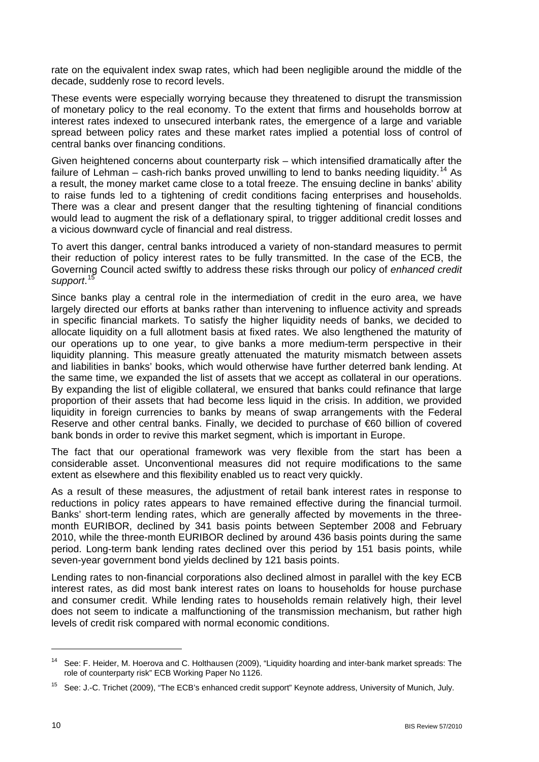rate on the equivalent index swap rates, which had been negligible around the middle of the decade, suddenly rose to record levels.

These events were especially worrying because they threatened to disrupt the transmission of monetary policy to the real economy. To the extent that firms and households borrow at interest rates indexed to unsecured interbank rates, the emergence of a large and variable spread between policy rates and these market rates implied a potential loss of control of central banks over financing conditions.

Given heightened concerns about counterparty risk – which intensified dramatically after the failure of Lehman – cash-rich banks proved unwilling to lend to banks needing liquidity.[14] As a result, the money market came close to a total freeze. The ensuing decline in banks' ability to raise funds led to a tightening of credit conditions facing enterprises and households. There was a clear and present danger that the resulting tightening of financial conditions would lead to augment the risk of a deflationary spiral, to trigger additional credit losses and a vicious downward cycle of financial and real distress.

To avert this danger, central banks introduced a variety of non-standard measures to permit their reduction of policy interest rates to be fully transmitted. In the case of the ECB, the Governing Council acted swiftly to address these risks through our policy of *enhanced credit support*.[15]

Since banks play a central role in the intermediation of credit in the euro area, we have largely directed our efforts at banks rather than intervening to influence activity and spreads in specific financial markets. To satisfy the higher liquidity needs of banks, we decided to allocate liquidity on a full allotment basis at fixed rates. We also lengthened the maturity of our operations up to one year, to give banks a more medium-term perspective in their liquidity planning. This measure greatly attenuated the maturity mismatch between assets and liabilities in banks' books, which would otherwise have further deterred bank lending. At the same time, we expanded the list of assets that we accept as collateral in our operations. By expanding the list of eligible collateral, we ensured that banks could refinance that large proportion of their assets that had become less liquid in the crisis. In addition, we provided liquidity in foreign currencies to banks by means of swap arrangements with the Federal Reserve and other central banks. Finally, we decided to purchase of €60 billion of covered bank bonds in order to revive this market segment, which is important in Europe.

The fact that our operational framework was very flexible from the start has been a considerable asset. Unconventional measures did not require modifications to the same extent as elsewhere and this flexibility enabled us to react very quickly.

As a result of these measures, the adjustment of retail bank interest rates in response to reductions in policy rates appears to have remained effective during the financial turmoil. Banks' short-term lending rates, which are generally affected by movements in the three-month EURIBOR, declined by 341 basis points between September 2008 and February 2010, while the three-month EURIBOR declined by around 436 basis points during the same period. Long-term bank lending rates declined over this period by 151 basis points, while seven-year government bond yields declined by 121 basis points.

Lending rates to non-financial corporations also declined almost in parallel with the key ECB interest rates, as did most bank interest rates on loans to households for house purchase and consumer credit. While lending rates to households remain relatively high, their level does not seem to indicate a malfunctioning of the transmission mechanism, but rather high levels of credit risk compared with normal economic conditions.

---

[14] See: F. Heider, M. Hoerova and C. Holthausen (2009), "Liquidity hoarding and inter-bank market spreads: The role of counterparty risk" ECB Working Paper No 1126.

[15] See: J.-C. Trichet (2009), "The ECB's enhanced credit support" Keynote address, University of Munich, July.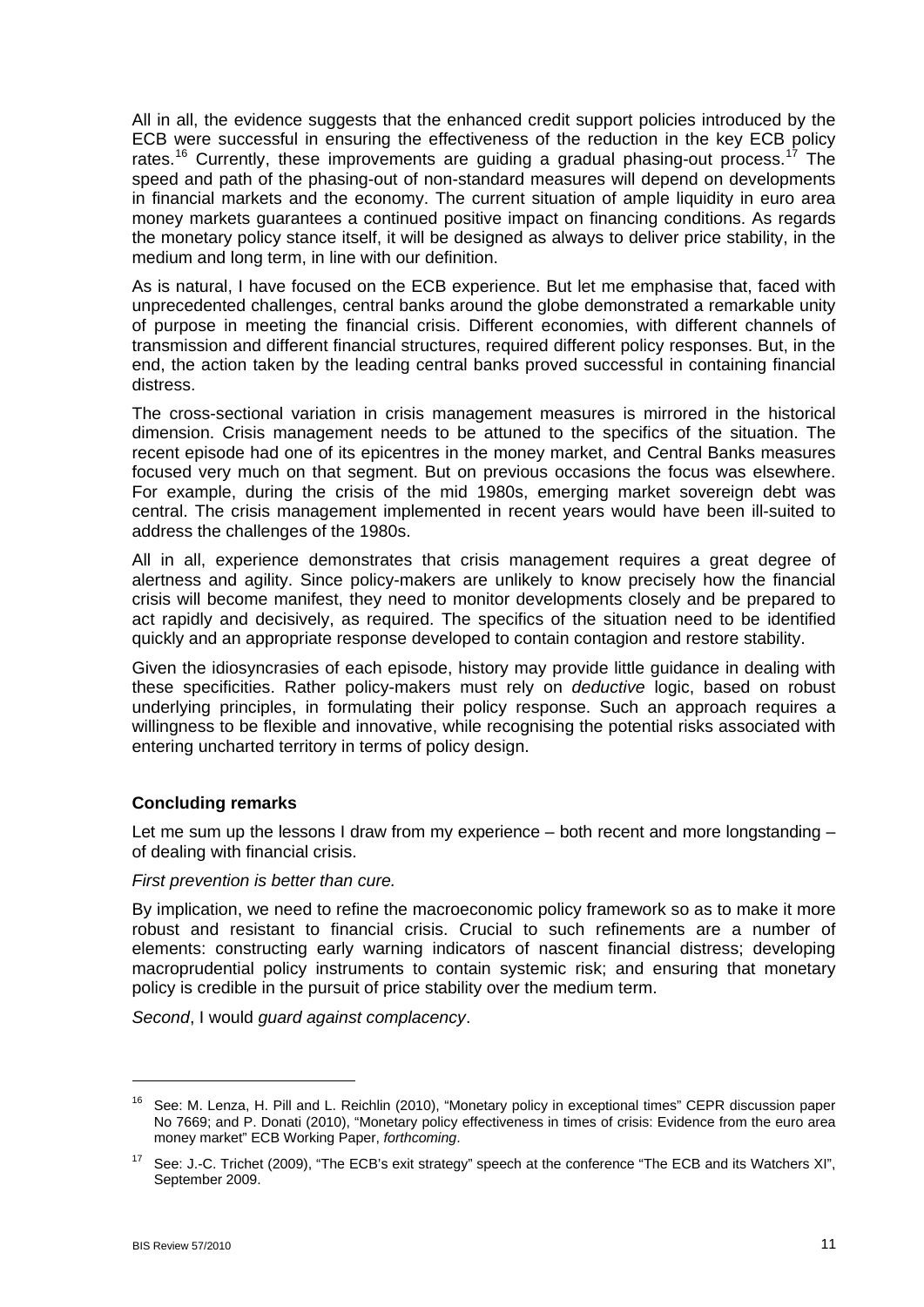All in all, the evidence suggests that the enhanced credit support policies introduced by the ECB were successful in ensuring the effectiveness of the reduction in the key ECB policy rates.[16] Currently, these improvements are guiding a gradual phasing-out process.[17] The speed and path of the phasing-out of non-standard measures will depend on developments in financial markets and the economy. The current situation of ample liquidity in euro area money markets guarantees a continued positive impact on financing conditions. As regards the monetary policy stance itself, it will be designed as always to deliver price stability, in the medium and long term, in line with our definition.

As is natural, I have focused on the ECB experience. But let me emphasise that, faced with unprecedented challenges, central banks around the globe demonstrated a remarkable unity of purpose in meeting the financial crisis. Different economies, with different channels of transmission and different financial structures, required different policy responses. But, in the end, the action taken by the leading central banks proved successful in containing financial distress.

The cross-sectional variation in crisis management measures is mirrored in the historical dimension. Crisis management needs to be attuned to the specifics of the situation. The recent episode had one of its epicentres in the money market, and Central Banks measures focused very much on that segment. But on previous occasions the focus was elsewhere. For example, during the crisis of the mid 1980s, emerging market sovereign debt was central. The crisis management implemented in recent years would have been ill-suited to address the challenges of the 1980s.

All in all, experience demonstrates that crisis management requires a great degree of alertness and agility. Since policy-makers are unlikely to know precisely how the financial crisis will become manifest, they need to monitor developments closely and be prepared to act rapidly and decisively, as required. The specifics of the situation need to be identified quickly and an appropriate response developed to contain contagion and restore stability.

Given the idiosyncrasies of each episode, history may provide little guidance in dealing with these specificities. Rather policy-makers must rely on *deductive* logic, based on robust underlying principles, in formulating their policy response. Such an approach requires a willingness to be flexible and innovative, while recognising the potential risks associated with entering uncharted territory in terms of policy design.

## Concluding remarks

Let me sum up the lessons I draw from my experience – both recent and more longstanding – of dealing with financial crisis.

*First prevention is better than cure.*

By implication, we need to refine the macroeconomic policy framework so as to make it more robust and resistant to financial crisis. Crucial to such refinements are a number of elements: constructing early warning indicators of nascent financial distress; developing macroprudential policy instruments to contain systemic risk; and ensuring that monetary policy is credible in the pursuit of price stability over the medium term.

*Second*, I would *guard against complacency*.

---

[16] See: M. Lenza, H. Pill and L. Reichlin (2010), "Monetary policy in exceptional times" CEPR discussion paper No 7669; and P. Donati (2010), "Monetary policy effectiveness in times of crisis: Evidence from the euro area money market" ECB Working Paper, *forthcoming*.

[17] See: J.-C. Trichet (2009), "The ECB's exit strategy" speech at the conference "The ECB and its Watchers XI", September 2009.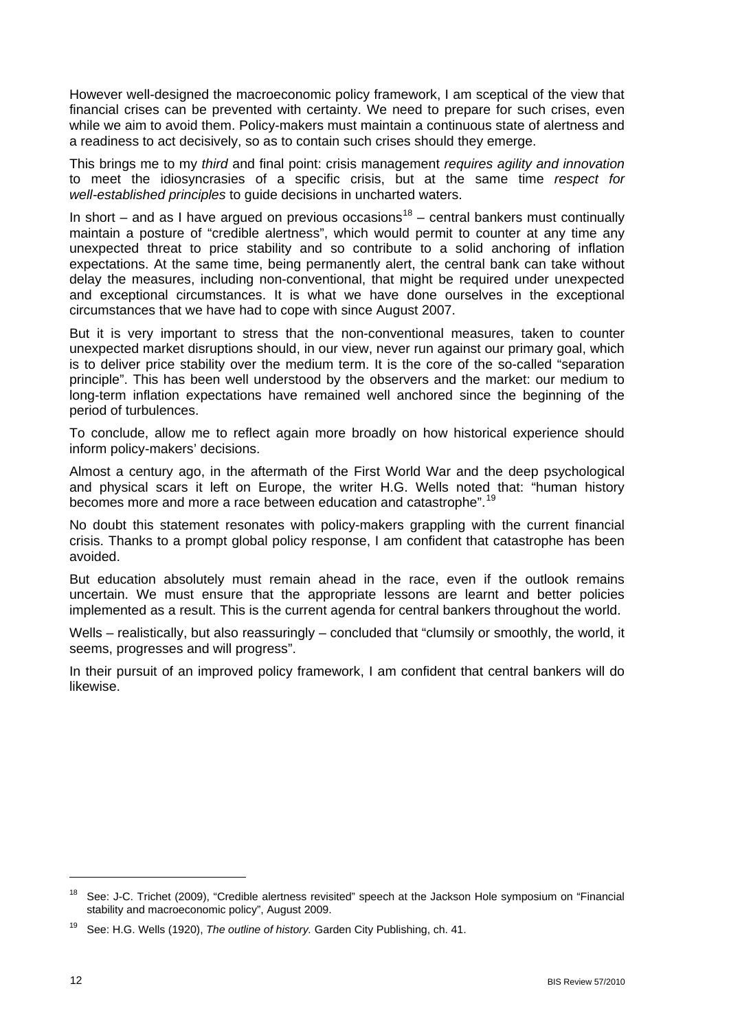However well-designed the macroeconomic policy framework, I am sceptical of the view that financial crises can be prevented with certainty. We need to prepare for such crises, even while we aim to avoid them. Policy-makers must maintain a continuous state of alertness and a readiness to act decisively, so as to contain such crises should they emerge.

This brings me to my *third* and final point: crisis management *requires agility and innovation* to meet the idiosyncrasies of a specific crisis, but at the same time *respect for well-established principles* to guide decisions in uncharted waters.

In short – and as I have argued on previous occasions[18] – central bankers must continually maintain a posture of "credible alertness", which would permit to counter at any time any unexpected threat to price stability and so contribute to a solid anchoring of inflation expectations. At the same time, being permanently alert, the central bank can take without delay the measures, including non-conventional, that might be required under unexpected and exceptional circumstances. It is what we have done ourselves in the exceptional circumstances that we have had to cope with since August 2007.

But it is very important to stress that the non-conventional measures, taken to counter unexpected market disruptions should, in our view, never run against our primary goal, which is to deliver price stability over the medium term. It is the core of the so-called "separation principle". This has been well understood by the observers and the market: our medium to long-term inflation expectations have remained well anchored since the beginning of the period of turbulences.

To conclude, allow me to reflect again more broadly on how historical experience should inform policy-makers' decisions.

Almost a century ago, in the aftermath of the First World War and the deep psychological and physical scars it left on Europe, the writer H.G. Wells noted that: "human history becomes more and more a race between education and catastrophe".[19]

No doubt this statement resonates with policy-makers grappling with the current financial crisis. Thanks to a prompt global policy response, I am confident that catastrophe has been avoided.

But education absolutely must remain ahead in the race, even if the outlook remains uncertain. We must ensure that the appropriate lessons are learnt and better policies implemented as a result. This is the current agenda for central bankers throughout the world.

Wells – realistically, but also reassuringly – concluded that "clumsily or smoothly, the world, it seems, progresses and will progress".

In their pursuit of an improved policy framework, I am confident that central bankers will do likewise.

---

[18] See: J-C. Trichet (2009), "Credible alertness revisited" speech at the Jackson Hole symposium on "Financial stability and macroeconomic policy", August 2009.

[19] See: H.G. Wells (1920), *The outline of history.* Garden City Publishing, ch. 41.